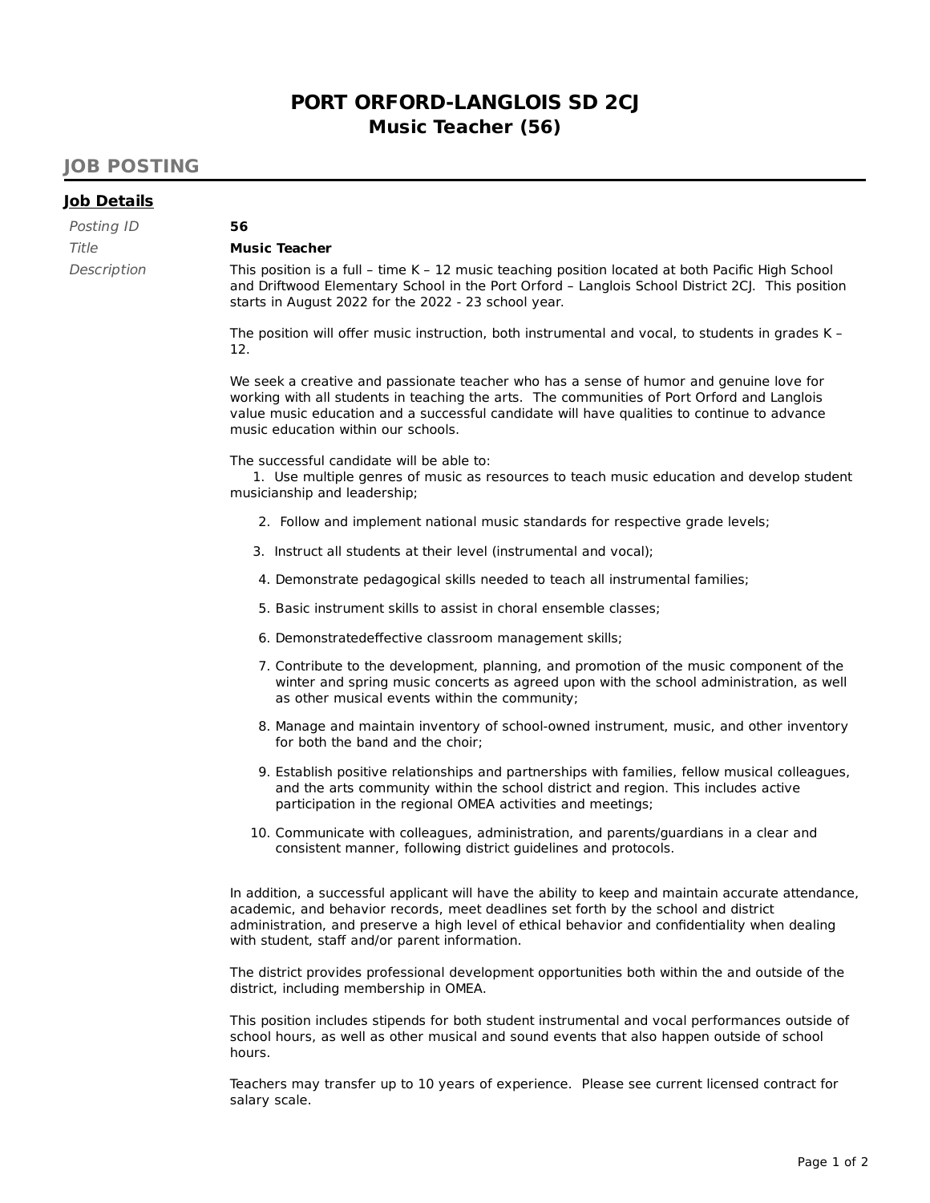# PORT ORFORD-LANGLOIS SD 2CJ
## Music Teacher (56)

## JOB POSTING

### Job Details

*Posting ID* **56**

*Title* **Music Teacher**

*Description*

This position is a full – time K – 12 music teaching position located at both Pacific High School and Driftwood Elementary School in the Port Orford – Langlois School District 2CJ. This position starts in August 2022 for the 2022 - 23 school year.

The position will offer music instruction, both instrumental and vocal, to students in grades K – 12.

We seek a creative and passionate teacher who has a sense of humor and genuine love for working with all students in teaching the arts. The communities of Port Orford and Langlois value music education and a successful candidate will have qualities to continue to advance music education within our schools.

The successful candidate will be able to:

1. Use multiple genres of music as resources to teach music education and develop student musicianship and leadership;
2. Follow and implement national music standards for respective grade levels;
3. Instruct all students at their level (instrumental and vocal);
4. Demonstrate pedagogical skills needed to teach all instrumental families;
5. Basic instrument skills to assist in choral ensemble classes;
6. Demonstratedeffective classroom management skills;
7. Contribute to the development, planning, and promotion of the music component of the winter and spring music concerts as agreed upon with the school administration, as well as other musical events within the community;
8. Manage and maintain inventory of school-owned instrument, music, and other inventory for both the band and the choir;
9. Establish positive relationships and partnerships with families, fellow musical colleagues, and the arts community within the school district and region. This includes active participation in the regional OMEA activities and meetings;
10. Communicate with colleagues, administration, and parents/guardians in a clear and consistent manner, following district guidelines and protocols.

In addition, a successful applicant will have the ability to keep and maintain accurate attendance, academic, and behavior records, meet deadlines set forth by the school and district administration, and preserve a high level of ethical behavior and confidentiality when dealing with student, staff and/or parent information.

The district provides professional development opportunities both within the and outside of the district, including membership in OMEA.

This position includes stipends for both student instrumental and vocal performances outside of school hours, as well as other musical and sound events that also happen outside of school hours.

Teachers may transfer up to 10 years of experience. Please see current licensed contract for salary scale.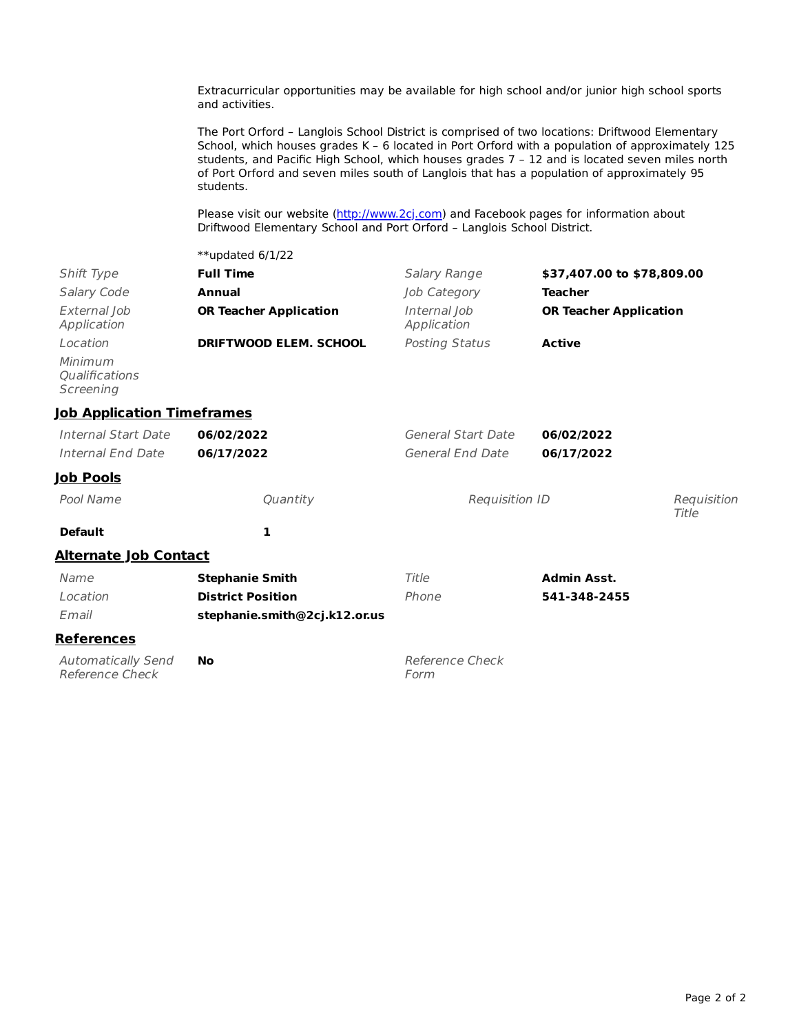Extracurricular opportunities may be available for high school and/or junior high school sports and activities.

The Port Orford – Langlois School District is comprised of two locations: Driftwood Elementary School, which houses grades K – 6 located in Port Orford with a population of approximately 125 students, and Pacific High School, which houses grades 7 – 12 and is located seven miles north of Port Orford and seven miles south of Langlois that has a population of approximately 95 students.

Please visit our website (http://www.2cj.com) and Facebook pages for information about Driftwood Elementary School and Port Orford – Langlois School District.

**updated 6/1/22

| | | | |
|---|---|---|---|
| *Shift Type* | **Full Time** | *Salary Range* | **$37,407.00 to $78,809.00** |
| *Salary Code* | **Annual** | *Job Category* | **Teacher** |
| *External Job Application* | **OR Teacher Application** | *Internal Job Application* | **OR Teacher Application** |
| *Location* | **DRIFTWOOD ELEM. SCHOOL** | *Posting Status* | **Active** |
| *Minimum Qualifications Screening* | | | |

## Job Application Timeframes

| | | | |
|---|---|---|---|
| *Internal Start Date* | **06/02/2022** | *General Start Date* | **06/02/2022** |
| *Internal End Date* | **06/17/2022** | *General End Date* | **06/17/2022** |

## Job Pools

| *Pool Name* | *Quantity* | *Requisition ID* | *Requisition Title* |
|---|---|---|---|
| **Default** | **1** | | |

## Alternate Job Contact

| | | | |
|---|---|---|---|
| *Name* | **Stephanie Smith** | *Title* | **Admin Asst.** |
| *Location* | **District Position** | *Phone* | **541-348-2455** |
| *Email* | **stephanie.smith@2cj.k12.or.us** | | |

## References

| | | | |
|---|---|---|---|
| *Automatically Send Reference Check* | **No** | *Reference Check Form* | |